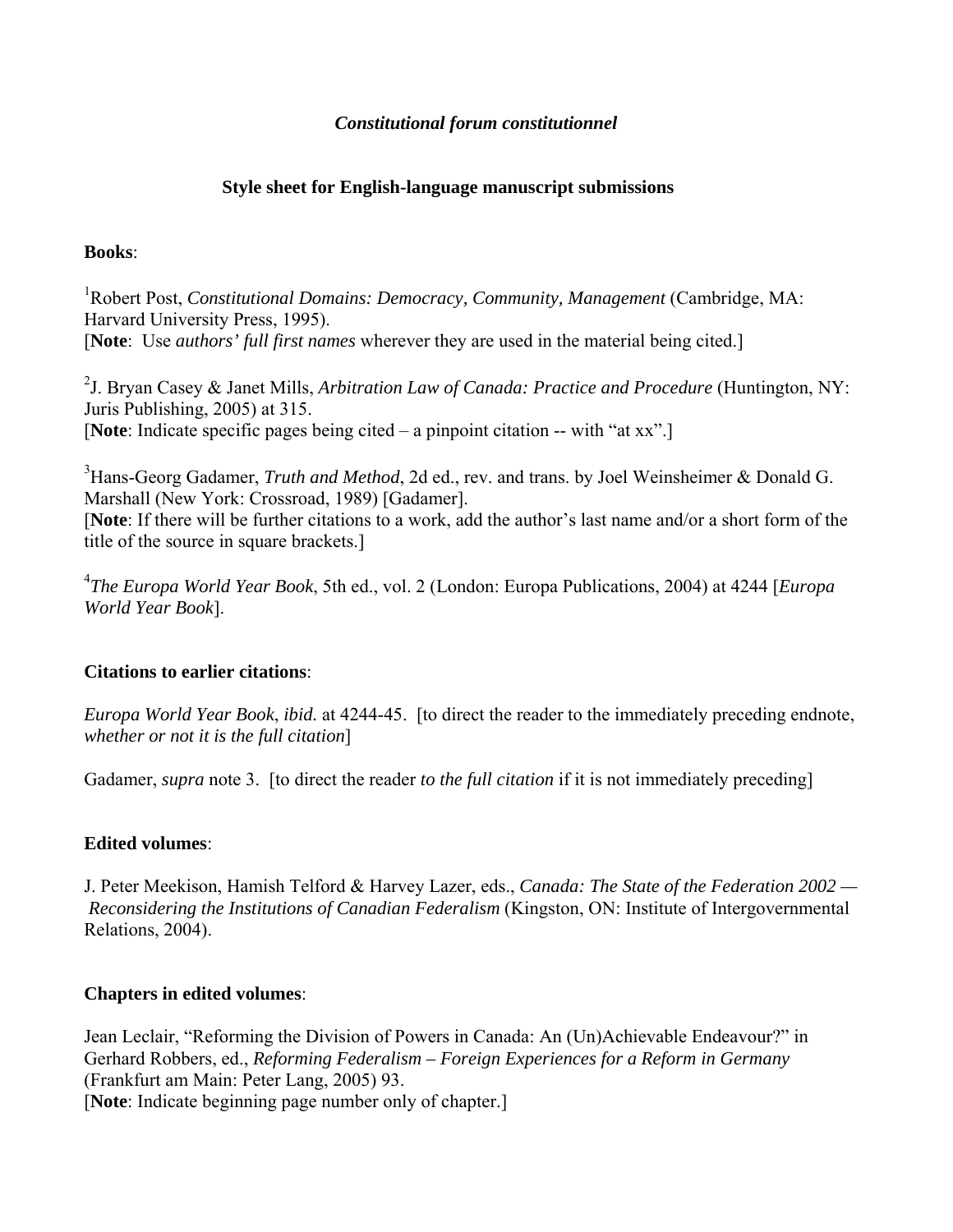***Constitutional forum constitutionnel***

**Style sheet for English-language manuscript submissions**

**Books**:

[1]Robert Post, *Constitutional Domains: Democracy, Community, Management* (Cambridge, MA: Harvard University Press, 1995).
[**Note**: Use *authors' full first names* wherever they are used in the material being cited.]

[2]J. Bryan Casey & Janet Mills, *Arbitration Law of Canada: Practice and Procedure* (Huntington, NY: Juris Publishing, 2005) at 315.
[**Note**: Indicate specific pages being cited – a pinpoint citation -- with "at xx".]

[3]Hans-Georg Gadamer, *Truth and Method*, 2d ed., rev. and trans. by Joel Weinsheimer & Donald G. Marshall (New York: Crossroad, 1989) [Gadamer].
[**Note**: If there will be further citations to a work, add the author's last name and/or a short form of the title of the source in square brackets.]

[4]*The Europa World Year Book*, 5th ed., vol. 2 (London: Europa Publications, 2004) at 4244 [*Europa World Year Book*].

**Citations to earlier citations**:

*Europa World Year Book*, *ibid.* at 4244-45. [to direct the reader to the immediately preceding endnote, *whether or not it is the full citation*]

Gadamer, *supra* note 3. [to direct the reader *to the full citation* if it is not immediately preceding]

**Edited volumes**:

J. Peter Meekison, Hamish Telford & Harvey Lazer, eds., *Canada: The State of the Federation 2002 — Reconsidering the Institutions of Canadian Federalism* (Kingston, ON: Institute of Intergovernmental Relations, 2004).

**Chapters in edited volumes**:

Jean Leclair, "Reforming the Division of Powers in Canada: An (Un)Achievable Endeavour?" in Gerhard Robbers, ed., *Reforming Federalism – Foreign Experiences for a Reform in Germany* (Frankfurt am Main: Peter Lang, 2005) 93.
[**Note**: Indicate beginning page number only of chapter.]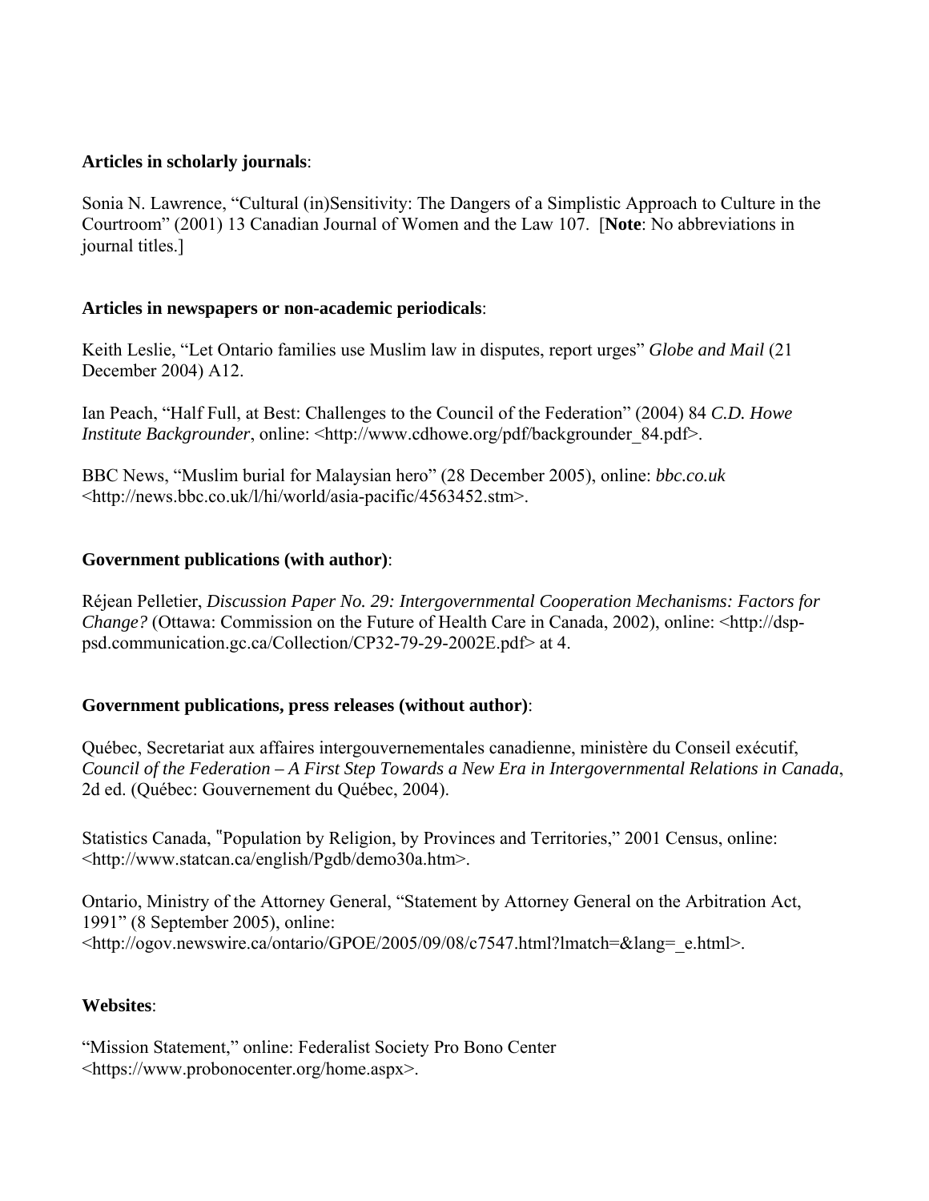**Articles in scholarly journals**:

Sonia N. Lawrence, "Cultural (in)Sensitivity: The Dangers of a Simplistic Approach to Culture in the Courtroom" (2001) 13 Canadian Journal of Women and the Law 107. [**Note**: No abbreviations in journal titles.]

**Articles in newspapers or non-academic periodicals**:

Keith Leslie, "Let Ontario families use Muslim law in disputes, report urges" *Globe and Mail* (21 December 2004) A12.

Ian Peach, "Half Full, at Best: Challenges to the Council of the Federation" (2004) 84 *C.D. Howe Institute Backgrounder*, online: <http://www.cdhowe.org/pdf/backgrounder_84.pdf>.

BBC News, "Muslim burial for Malaysian hero" (28 December 2005), online: *bbc.co.uk* <http://news.bbc.co.uk/l/hi/world/asia-pacific/4563452.stm>.

**Government publications (with author)**:

Réjean Pelletier, *Discussion Paper No. 29: Intergovernmental Cooperation Mechanisms: Factors for Change?* (Ottawa: Commission on the Future of Health Care in Canada, 2002), online: <http://dsp-psd.communication.gc.ca/Collection/CP32-79-29-2002E.pdf> at 4.

**Government publications, press releases (without author)**:

Québec, Secretariat aux affaires intergouvernementales canadienne, ministère du Conseil exécutif, *Council of the Federation – A First Step Towards a New Era in Intergovernmental Relations in Canada*, 2d ed. (Québec: Gouvernement du Québec, 2004).

Statistics Canada, "Population by Religion, by Provinces and Territories," 2001 Census, online: <http://www.statcan.ca/english/Pgdb/demo30a.htm>.

Ontario, Ministry of the Attorney General, "Statement by Attorney General on the Arbitration Act, 1991" (8 September 2005), online: <http://ogov.newswire.ca/ontario/GPOE/2005/09/08/c7547.html?lmatch=&lang=_e.html>.

**Websites**:

"Mission Statement," online: Federalist Society Pro Bono Center <https://www.probonocenter.org/home.aspx>.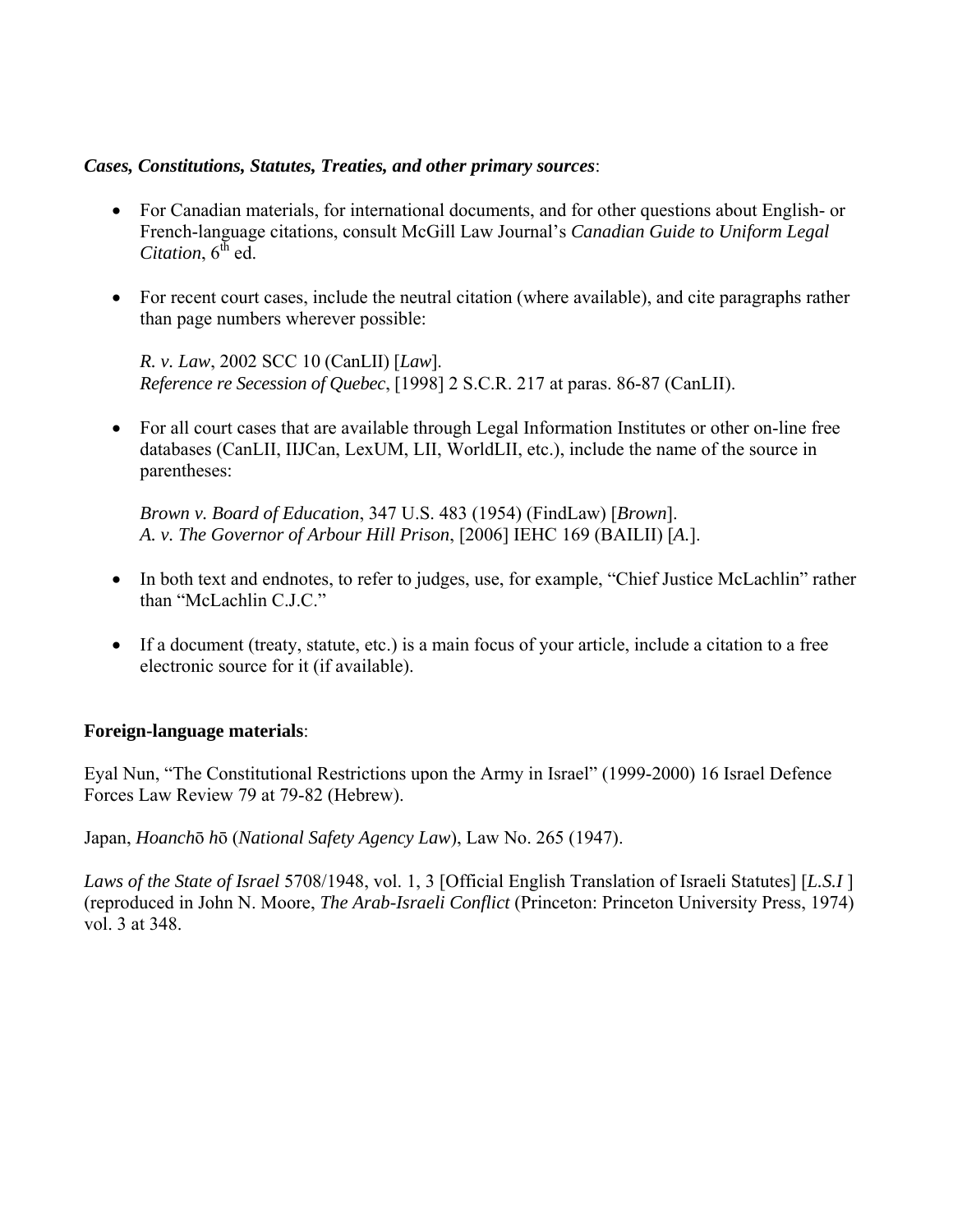***Cases, Constitutions, Statutes, Treaties, and other primary sources***:

- For Canadian materials, for international documents, and for other questions about English- or French-language citations, consult McGill Law Journal's *Canadian Guide to Uniform Legal Citation*, 6th ed.

- For recent court cases, include the neutral citation (where available), and cite paragraphs rather than page numbers wherever possible:

  *R. v. Law*, 2002 SCC 10 (CanLII) [*Law*].
  *Reference re Secession of Quebec*, [1998] 2 S.C.R. 217 at paras. 86-87 (CanLII).

- For all court cases that are available through Legal Information Institutes or other on-line free databases (CanLII, IIJCan, LexUM, LII, WorldLII, etc.), include the name of the source in parentheses:

  *Brown v. Board of Education*, 347 U.S. 483 (1954) (FindLaw) [*Brown*].
  *A. v. The Governor of Arbour Hill Prison*, [2006] IEHC 169 (BAILII) [*A.*].

- In both text and endnotes, to refer to judges, use, for example, "Chief Justice McLachlin" rather than "McLachlin C.J.C."

- If a document (treaty, statute, etc.) is a main focus of your article, include a citation to a free electronic source for it (if available).

**Foreign-language materials**:

Eyal Nun, "The Constitutional Restrictions upon the Army in Israel" (1999-2000) 16 Israel Defence Forces Law Review 79 at 79-82 (Hebrew).

Japan, *Hoanchō hō* (*National Safety Agency Law*), Law No. 265 (1947).

*Laws of the State of Israel* 5708/1948, vol. 1, 3 [Official English Translation of Israeli Statutes] [*L.S.I* ] (reproduced in John N. Moore, *The Arab-Israeli Conflict* (Princeton: Princeton University Press, 1974) vol. 3 at 348.